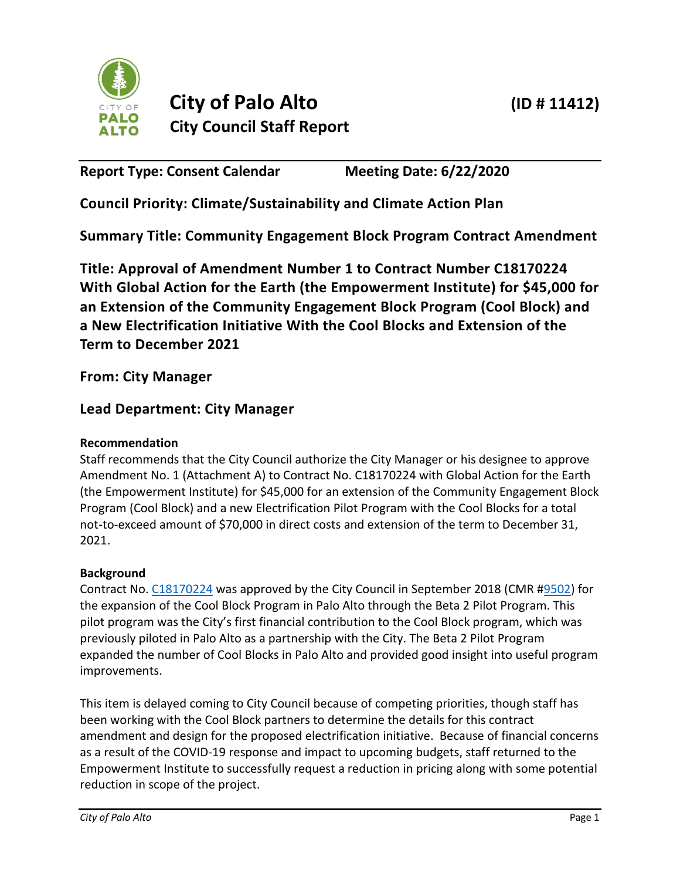# City of Palo Alto (ID # 11412)

## City Council Staff Report

**Report Type: Consent Calendar** **Meeting Date: 6/22/2020**

**Council Priority: Climate/Sustainability and Climate Action Plan**

**Summary Title: Community Engagement Block Program Contract Amendment**

**Title: Approval of Amendment Number 1 to Contract Number C18170224 With Global Action for the Earth (the Empowerment Institute) for $45,000 for an Extension of the Community Engagement Block Program (Cool Block) and a New Electrification Initiative With the Cool Blocks and Extension of the Term to December 2021**

**From: City Manager**

**Lead Department: City Manager**

**Recommendation**

Staff recommends that the City Council authorize the City Manager or his designee to approve Amendment No. 1 (Attachment A) to Contract No. C18170224 with Global Action for the Earth (the Empowerment Institute) for $45,000 for an extension of the Community Engagement Block Program (Cool Block) and a new Electrification Pilot Program with the Cool Blocks for a total not-to-exceed amount of $70,000 in direct costs and extension of the term to December 31, 2021.

**Background**

Contract No. C18170224 was approved by the City Council in September 2018 (CMR #9502) for the expansion of the Cool Block Program in Palo Alto through the Beta 2 Pilot Program. This pilot program was the City's first financial contribution to the Cool Block program, which was previously piloted in Palo Alto as a partnership with the City. The Beta 2 Pilot Program expanded the number of Cool Blocks in Palo Alto and provided good insight into useful program improvements.

This item is delayed coming to City Council because of competing priorities, though staff has been working with the Cool Block partners to determine the details for this contract amendment and design for the proposed electrification initiative. Because of financial concerns as a result of the COVID-19 response and impact to upcoming budgets, staff returned to the Empowerment Institute to successfully request a reduction in pricing along with some potential reduction in scope of the project.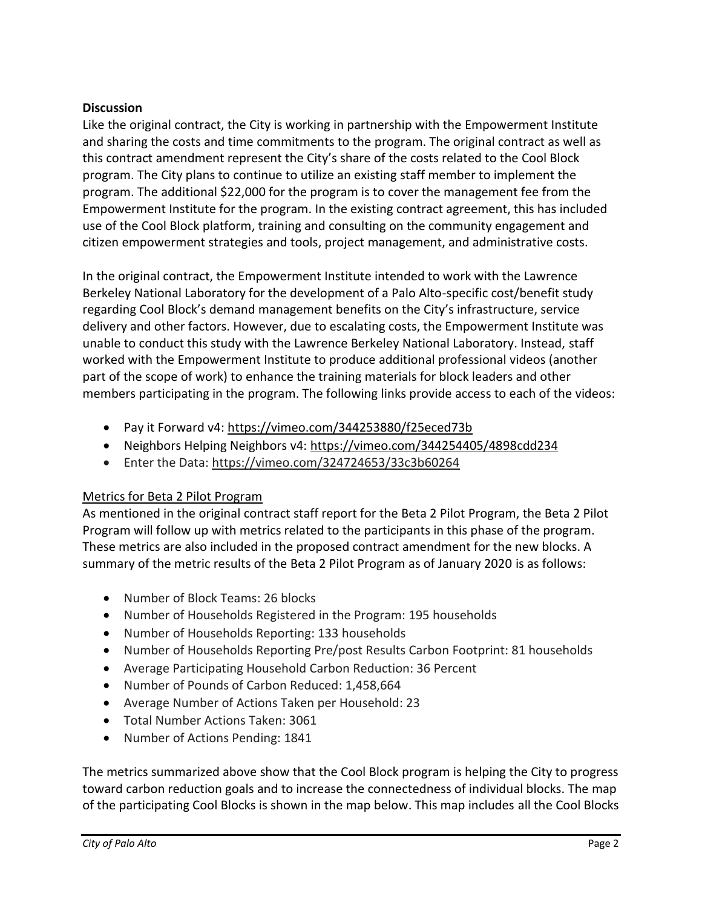**Discussion**

Like the original contract, the City is working in partnership with the Empowerment Institute and sharing the costs and time commitments to the program. The original contract as well as this contract amendment represent the City's share of the costs related to the Cool Block program. The City plans to continue to utilize an existing staff member to implement the program. The additional $22,000 for the program is to cover the management fee from the Empowerment Institute for the program. In the existing contract agreement, this has included use of the Cool Block platform, training and consulting on the community engagement and citizen empowerment strategies and tools, project management, and administrative costs.

In the original contract, the Empowerment Institute intended to work with the Lawrence Berkeley National Laboratory for the development of a Palo Alto-specific cost/benefit study regarding Cool Block's demand management benefits on the City's infrastructure, service delivery and other factors. However, due to escalating costs, the Empowerment Institute was unable to conduct this study with the Lawrence Berkeley National Laboratory. Instead, staff worked with the Empowerment Institute to produce additional professional videos (another part of the scope of work) to enhance the training materials for block leaders and other members participating in the program. The following links provide access to each of the videos:

- Pay it Forward v4: https://vimeo.com/344253880/f25eced73b
- Neighbors Helping Neighbors v4: https://vimeo.com/344254405/4898cdd234
- Enter the Data: https://vimeo.com/324724653/33c3b60264

Metrics for Beta 2 Pilot Program

As mentioned in the original contract staff report for the Beta 2 Pilot Program, the Beta 2 Pilot Program will follow up with metrics related to the participants in this phase of the program. These metrics are also included in the proposed contract amendment for the new blocks. A summary of the metric results of the Beta 2 Pilot Program as of January 2020 is as follows:

- Number of Block Teams: 26 blocks
- Number of Households Registered in the Program: 195 households
- Number of Households Reporting: 133 households
- Number of Households Reporting Pre/post Results Carbon Footprint: 81 households
- Average Participating Household Carbon Reduction: 36 Percent
- Number of Pounds of Carbon Reduced: 1,458,664
- Average Number of Actions Taken per Household: 23
- Total Number Actions Taken: 3061
- Number of Actions Pending: 1841

The metrics summarized above show that the Cool Block program is helping the City to progress toward carbon reduction goals and to increase the connectedness of individual blocks. The map of the participating Cool Blocks is shown in the map below. This map includes all the Cool Blocks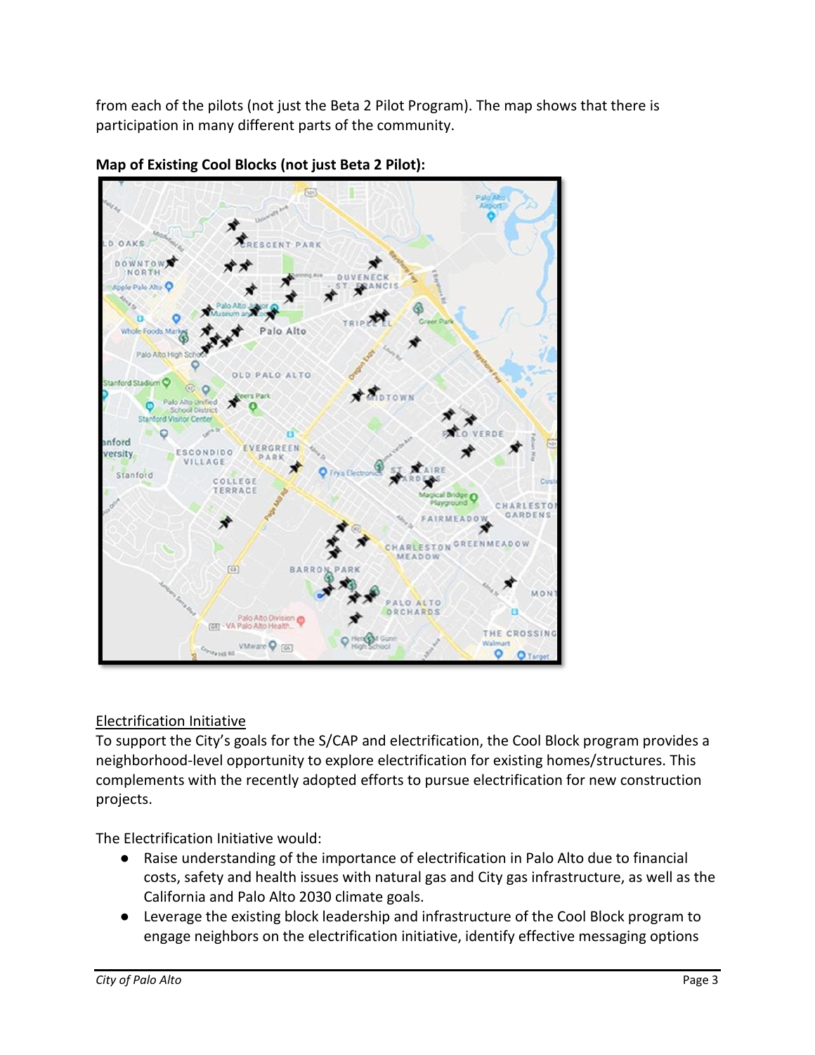from each of the pilots (not just the Beta 2 Pilot Program). The map shows that there is participation in many different parts of the community.

**Map of Existing Cool Blocks (not just Beta 2 Pilot):**

Electrification Initiative

To support the City's goals for the S/CAP and electrification, the Cool Block program provides a neighborhood-level opportunity to explore electrification for existing homes/structures. This complements with the recently adopted efforts to pursue electrification for new construction projects.

The Electrification Initiative would:

- Raise understanding of the importance of electrification in Palo Alto due to financial costs, safety and health issues with natural gas and City gas infrastructure, as well as the California and Palo Alto 2030 climate goals.
- Leverage the existing block leadership and infrastructure of the Cool Block program to engage neighbors on the electrification initiative, identify effective messaging options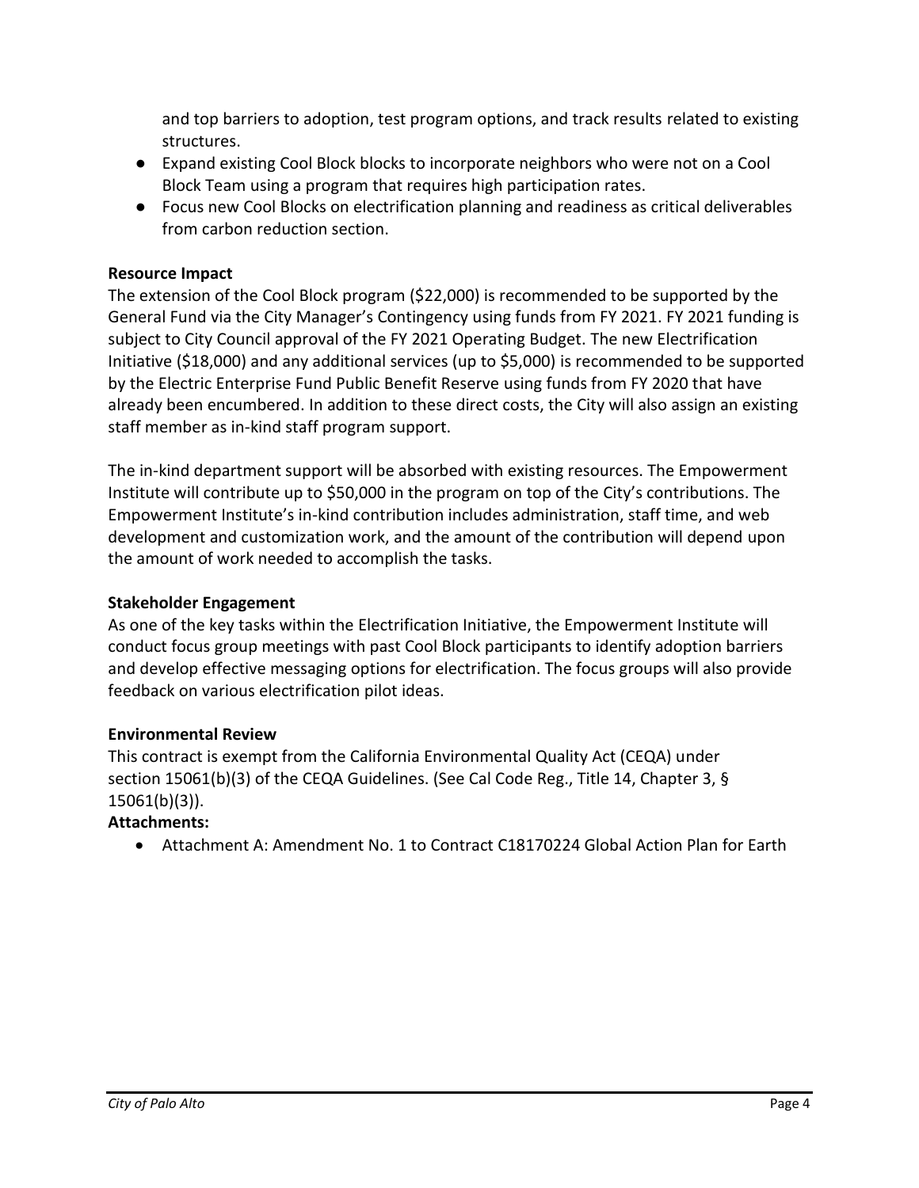and top barriers to adoption, test program options, and track results related to existing structures.

- Expand existing Cool Block blocks to incorporate neighbors who were not on a Cool Block Team using a program that requires high participation rates.
- Focus new Cool Blocks on electrification planning and readiness as critical deliverables from carbon reduction section.

**Resource Impact**

The extension of the Cool Block program ($22,000) is recommended to be supported by the General Fund via the City Manager's Contingency using funds from FY 2021. FY 2021 funding is subject to City Council approval of the FY 2021 Operating Budget. The new Electrification Initiative ($18,000) and any additional services (up to $5,000) is recommended to be supported by the Electric Enterprise Fund Public Benefit Reserve using funds from FY 2020 that have already been encumbered. In addition to these direct costs, the City will also assign an existing staff member as in-kind staff program support.

The in-kind department support will be absorbed with existing resources. The Empowerment Institute will contribute up to $50,000 in the program on top of the City's contributions. The Empowerment Institute's in-kind contribution includes administration, staff time, and web development and customization work, and the amount of the contribution will depend upon the amount of work needed to accomplish the tasks.

**Stakeholder Engagement**

As one of the key tasks within the Electrification Initiative, the Empowerment Institute will conduct focus group meetings with past Cool Block participants to identify adoption barriers and develop effective messaging options for electrification. The focus groups will also provide feedback on various electrification pilot ideas.

**Environmental Review**

This contract is exempt from the California Environmental Quality Act (CEQA) under section 15061(b)(3) of the CEQA Guidelines. (See Cal Code Reg., Title 14, Chapter 3, § 15061(b)(3)).

**Attachments:**

- Attachment A: Amendment No. 1 to Contract C18170224 Global Action Plan for Earth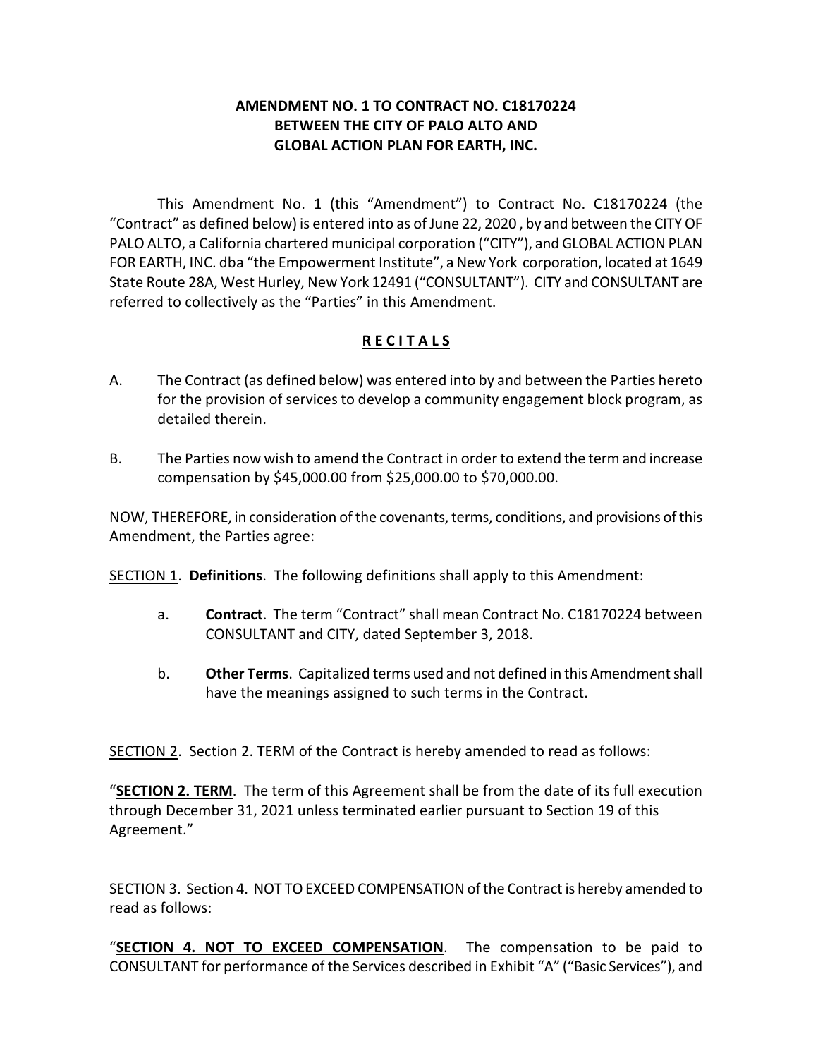**AMENDMENT NO. 1 TO CONTRACT NO. C18170224**
**BETWEEN THE CITY OF PALO ALTO AND**
**GLOBAL ACTION PLAN FOR EARTH, INC.**

This Amendment No. 1 (this "Amendment") to Contract No. C18170224 (the "Contract" as defined below) is entered into as of June 22, 2020 , by and between the CITY OF PALO ALTO, a California chartered municipal corporation ("CITY"), and GLOBAL ACTION PLAN FOR EARTH, INC. dba "the Empowerment Institute", a New York corporation, located at 1649 State Route 28A, West Hurley, New York 12491 ("CONSULTANT"). CITY and CONSULTANT are referred to collectively as the "Parties" in this Amendment.

## R E C I T A L S

A. The Contract (as defined below) was entered into by and between the Parties hereto for the provision of services to develop a community engagement block program, as detailed therein.

B. The Parties now wish to amend the Contract in order to extend the term and increase compensation by $45,000.00 from $25,000.00 to $70,000.00.

NOW, THEREFORE, in consideration of the covenants, terms, conditions, and provisions of this Amendment, the Parties agree:

SECTION 1. **Definitions**. The following definitions shall apply to this Amendment:

a. **Contract**. The term "Contract" shall mean Contract No. C18170224 between CONSULTANT and CITY, dated September 3, 2018.

b. **Other Terms**. Capitalized terms used and not defined in this Amendment shall have the meanings assigned to such terms in the Contract.

SECTION 2. Section 2. TERM of the Contract is hereby amended to read as follows:

"**SECTION 2. TERM**. The term of this Agreement shall be from the date of its full execution through December 31, 2021 unless terminated earlier pursuant to Section 19 of this Agreement."

SECTION 3. Section 4. NOT TO EXCEED COMPENSATION of the Contract is hereby amended to read as follows:

"**SECTION 4. NOT TO EXCEED COMPENSATION**. The compensation to be paid to CONSULTANT for performance of the Services described in Exhibit "A" ("Basic Services"), and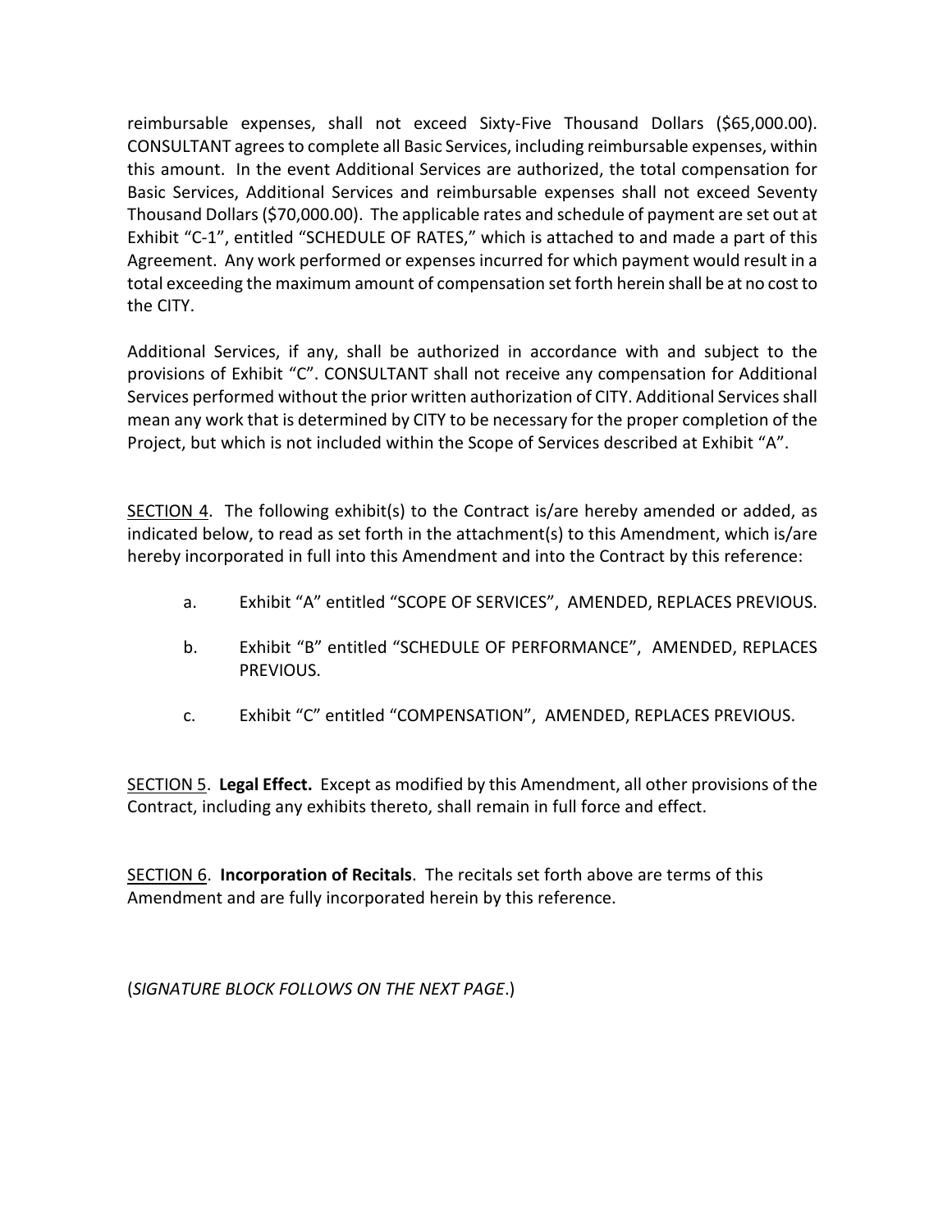reimbursable expenses, shall not exceed Sixty-Five Thousand Dollars ($65,000.00). CONSULTANT agrees to complete all Basic Services, including reimbursable expenses, within this amount. In the event Additional Services are authorized, the total compensation for Basic Services, Additional Services and reimbursable expenses shall not exceed Seventy Thousand Dollars ($70,000.00). The applicable rates and schedule of payment are set out at Exhibit "C-1", entitled "SCHEDULE OF RATES," which is attached to and made a part of this Agreement. Any work performed or expenses incurred for which payment would result in a total exceeding the maximum amount of compensation set forth herein shall be at no cost to the CITY.

Additional Services, if any, shall be authorized in accordance with and subject to the provisions of Exhibit "C". CONSULTANT shall not receive any compensation for Additional Services performed without the prior written authorization of CITY. Additional Services shall mean any work that is determined by CITY to be necessary for the proper completion of the Project, but which is not included within the Scope of Services described at Exhibit "A".

<u>SECTION 4</u>. The following exhibit(s) to the Contract is/are hereby amended or added, as indicated below, to read as set forth in the attachment(s) to this Amendment, which is/are hereby incorporated in full into this Amendment and into the Contract by this reference:

a. Exhibit "A" entitled "SCOPE OF SERVICES", AMENDED, REPLACES PREVIOUS.

b. Exhibit "B" entitled "SCHEDULE OF PERFORMANCE", AMENDED, REPLACES PREVIOUS.

c. Exhibit "C" entitled "COMPENSATION", AMENDED, REPLACES PREVIOUS.

<u>SECTION 5</u>. **Legal Effect.** Except as modified by this Amendment, all other provisions of the Contract, including any exhibits thereto, shall remain in full force and effect.

<u>SECTION 6</u>. **Incorporation of Recitals**. The recitals set forth above are terms of this Amendment and are fully incorporated herein by this reference.

(*SIGNATURE BLOCK FOLLOWS ON THE NEXT PAGE*.)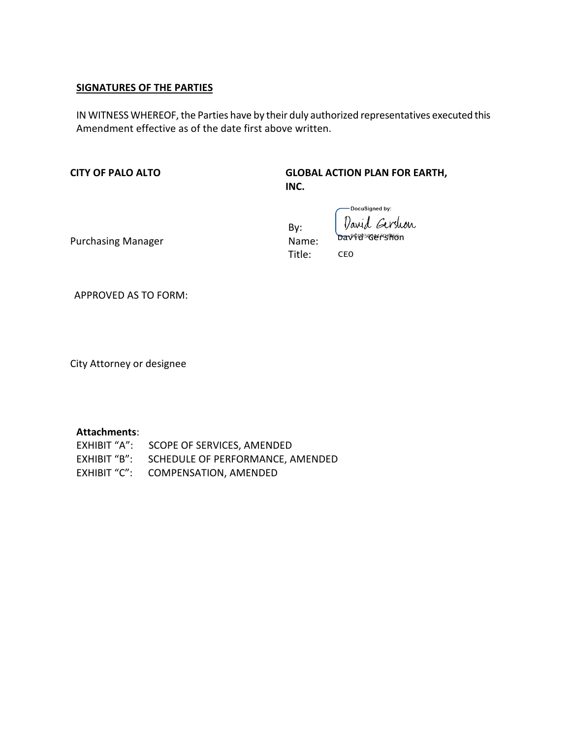**SIGNATURES OF THE PARTIES**

IN WITNESS WHEREOF, the Parties have by their duly authorized representatives executed this Amendment effective as of the date first above written.

**CITY OF PALO ALTO**

Purchasing Manager

**GLOBAL ACTION PLAN FOR EARTH, INC.**

By: DocuSigned by: David Gershon

Name: David Gershon

Title: CEO

APPROVED AS TO FORM:

City Attorney or designee

**Attachments**:

EXHIBIT "A": SCOPE OF SERVICES, AMENDED

EXHIBIT "B": SCHEDULE OF PERFORMANCE, AMENDED

EXHIBIT "C": COMPENSATION, AMENDED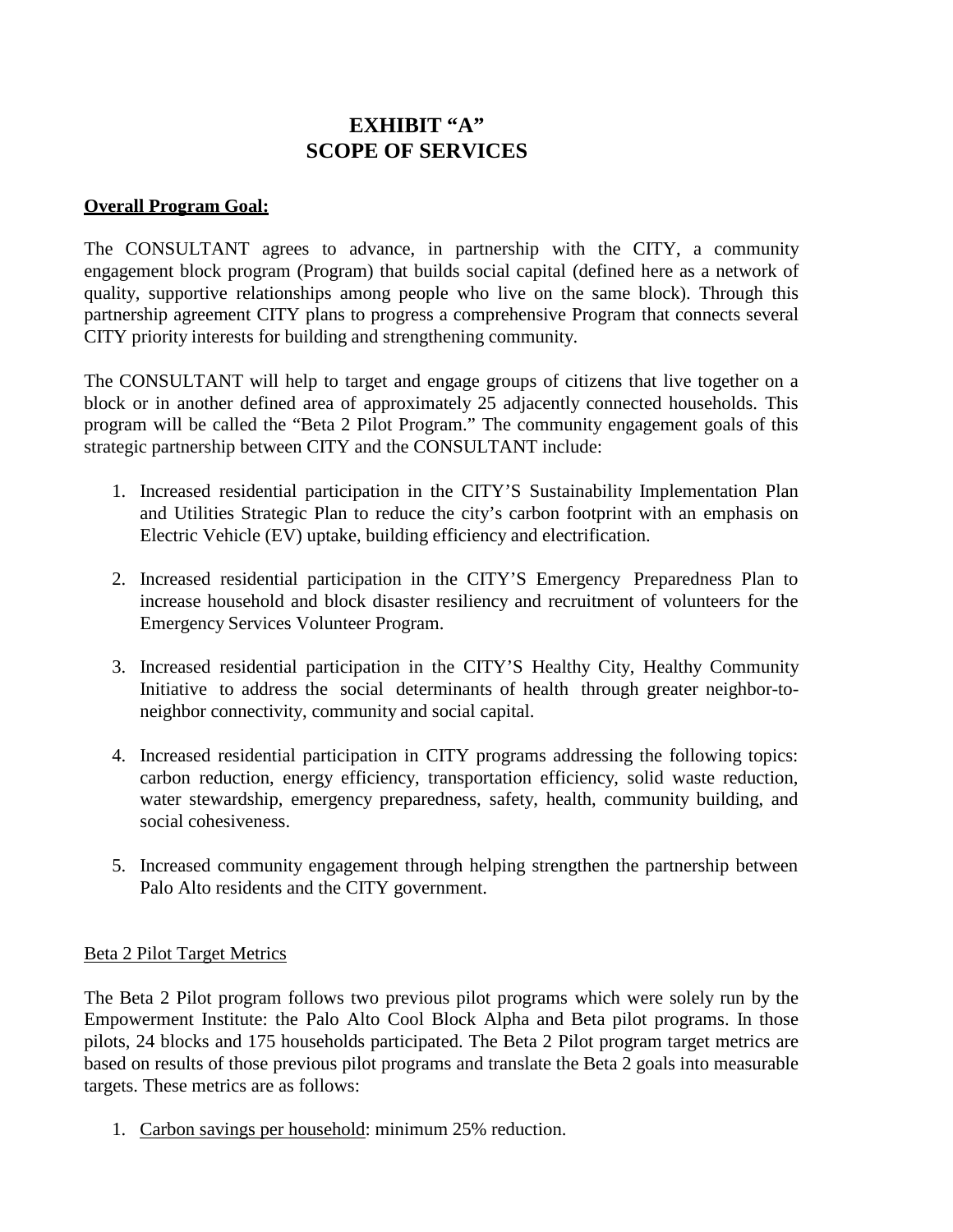# EXHIBIT "A"
# SCOPE OF SERVICES

**Overall Program Goal:**

The CONSULTANT agrees to advance, in partnership with the CITY, a community engagement block program (Program) that builds social capital (defined here as a network of quality, supportive relationships among people who live on the same block). Through this partnership agreement CITY plans to progress a comprehensive Program that connects several CITY priority interests for building and strengthening community.

The CONSULTANT will help to target and engage groups of citizens that live together on a block or in another defined area of approximately 25 adjacently connected households. This program will be called the "Beta 2 Pilot Program." The community engagement goals of this strategic partnership between CITY and the CONSULTANT include:

1. Increased residential participation in the CITY'S Sustainability Implementation Plan and Utilities Strategic Plan to reduce the city's carbon footprint with an emphasis on Electric Vehicle (EV) uptake, building efficiency and electrification.
2. Increased residential participation in the CITY'S Emergency Preparedness Plan to increase household and block disaster resiliency and recruitment of volunteers for the Emergency Services Volunteer Program.
3. Increased residential participation in the CITY'S Healthy City, Healthy Community Initiative to address the social determinants of health through greater neighbor-to-neighbor connectivity, community and social capital.
4. Increased residential participation in CITY programs addressing the following topics: carbon reduction, energy efficiency, transportation efficiency, solid waste reduction, water stewardship, emergency preparedness, safety, health, community building, and social cohesiveness.
5. Increased community engagement through helping strengthen the partnership between Palo Alto residents and the CITY government.

Beta 2 Pilot Target Metrics

The Beta 2 Pilot program follows two previous pilot programs which were solely run by the Empowerment Institute: the Palo Alto Cool Block Alpha and Beta pilot programs. In those pilots, 24 blocks and 175 households participated. The Beta 2 Pilot program target metrics are based on results of those previous pilot programs and translate the Beta 2 goals into measurable targets. These metrics are as follows:

1. Carbon savings per household: minimum 25% reduction.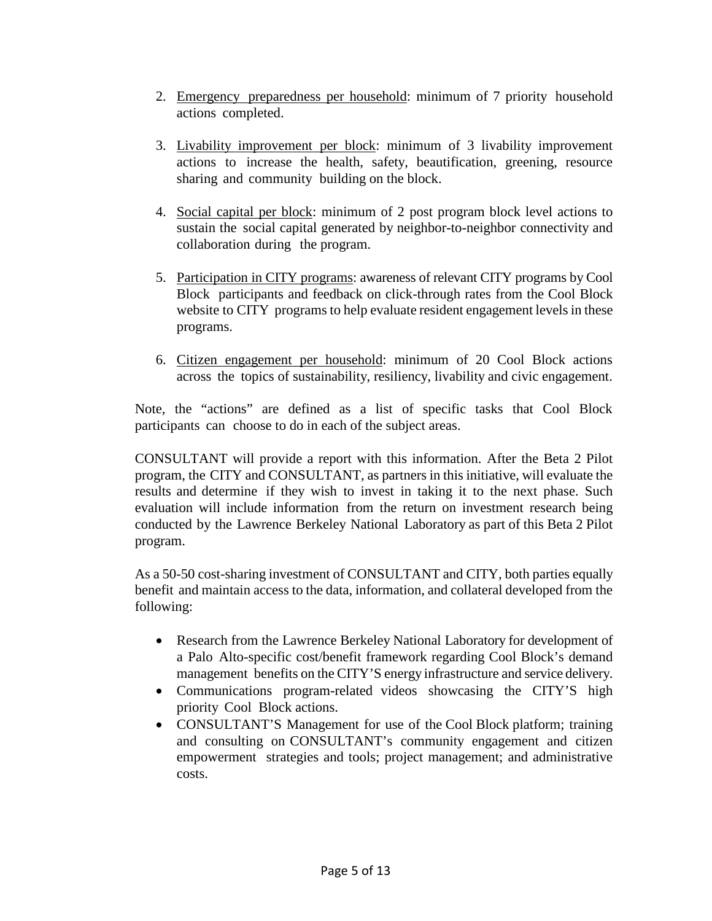2. Emergency preparedness per household: minimum of 7 priority household actions completed.

3. Livability improvement per block: minimum of 3 livability improvement actions to increase the health, safety, beautification, greening, resource sharing and community building on the block.

4. Social capital per block: minimum of 2 post program block level actions to sustain the social capital generated by neighbor-to-neighbor connectivity and collaboration during the program.

5. Participation in CITY programs: awareness of relevant CITY programs by Cool Block participants and feedback on click-through rates from the Cool Block website to CITY programs to help evaluate resident engagement levels in these programs.

6. Citizen engagement per household: minimum of 20 Cool Block actions across the topics of sustainability, resiliency, livability and civic engagement.

Note, the "actions" are defined as a list of specific tasks that Cool Block participants can choose to do in each of the subject areas.

CONSULTANT will provide a report with this information. After the Beta 2 Pilot program, the CITY and CONSULTANT, as partners in this initiative, will evaluate the results and determine if they wish to invest in taking it to the next phase. Such evaluation will include information from the return on investment research being conducted by the Lawrence Berkeley National Laboratory as part of this Beta 2 Pilot program.

As a 50-50 cost-sharing investment of CONSULTANT and CITY, both parties equally benefit and maintain access to the data, information, and collateral developed from the following:

- Research from the Lawrence Berkeley National Laboratory for development of a Palo Alto-specific cost/benefit framework regarding Cool Block's demand management benefits on the CITY'S energy infrastructure and service delivery.
- Communications program-related videos showcasing the CITY'S high priority Cool Block actions.
- CONSULTANT'S Management for use of the Cool Block platform; training and consulting on CONSULTANT's community engagement and citizen empowerment strategies and tools; project management; and administrative costs.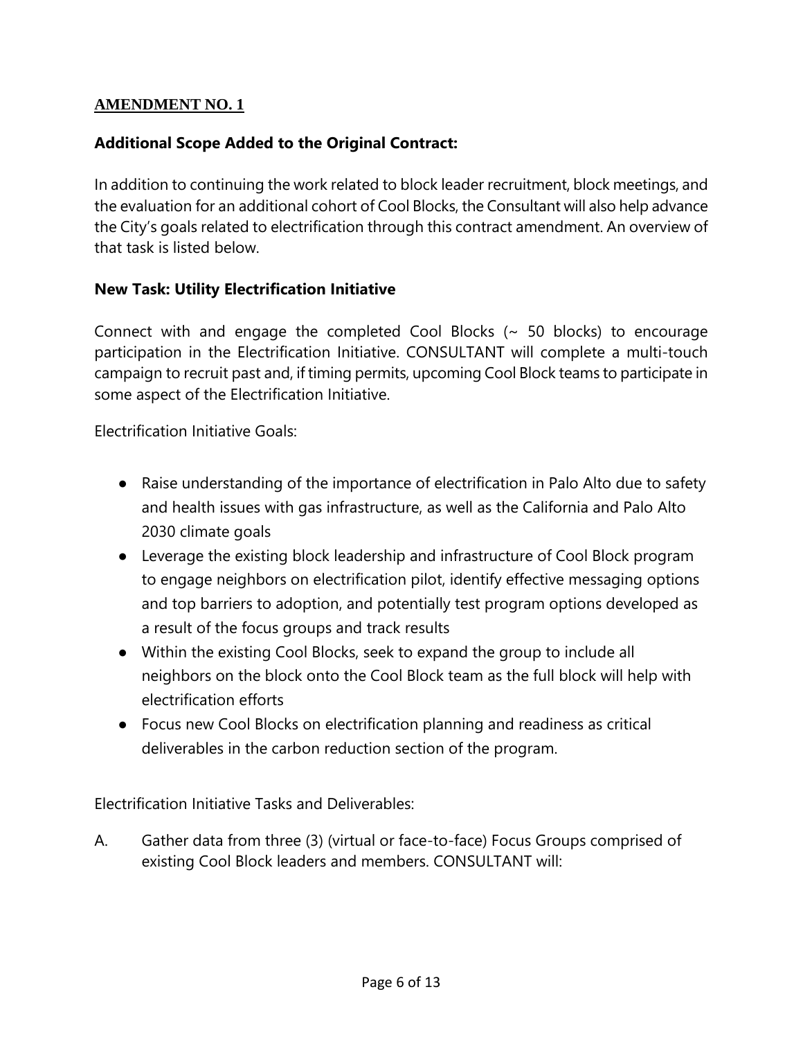## AMENDMENT NO. 1

### Additional Scope Added to the Original Contract:

In addition to continuing the work related to block leader recruitment, block meetings, and the evaluation for an additional cohort of Cool Blocks, the Consultant will also help advance the City's goals related to electrification through this contract amendment. An overview of that task is listed below.

### New Task: Utility Electrification Initiative

Connect with and engage the completed Cool Blocks (~ 50 blocks) to encourage participation in the Electrification Initiative. CONSULTANT will complete a multi-touch campaign to recruit past and, if timing permits, upcoming Cool Block teams to participate in some aspect of the Electrification Initiative.

Electrification Initiative Goals:

- Raise understanding of the importance of electrification in Palo Alto due to safety and health issues with gas infrastructure, as well as the California and Palo Alto 2030 climate goals
- Leverage the existing block leadership and infrastructure of Cool Block program to engage neighbors on electrification pilot, identify effective messaging options and top barriers to adoption, and potentially test program options developed as a result of the focus groups and track results
- Within the existing Cool Blocks, seek to expand the group to include all neighbors on the block onto the Cool Block team as the full block will help with electrification efforts
- Focus new Cool Blocks on electrification planning and readiness as critical deliverables in the carbon reduction section of the program.

Electrification Initiative Tasks and Deliverables:

A. Gather data from three (3) (virtual or face-to-face) Focus Groups comprised of existing Cool Block leaders and members. CONSULTANT will: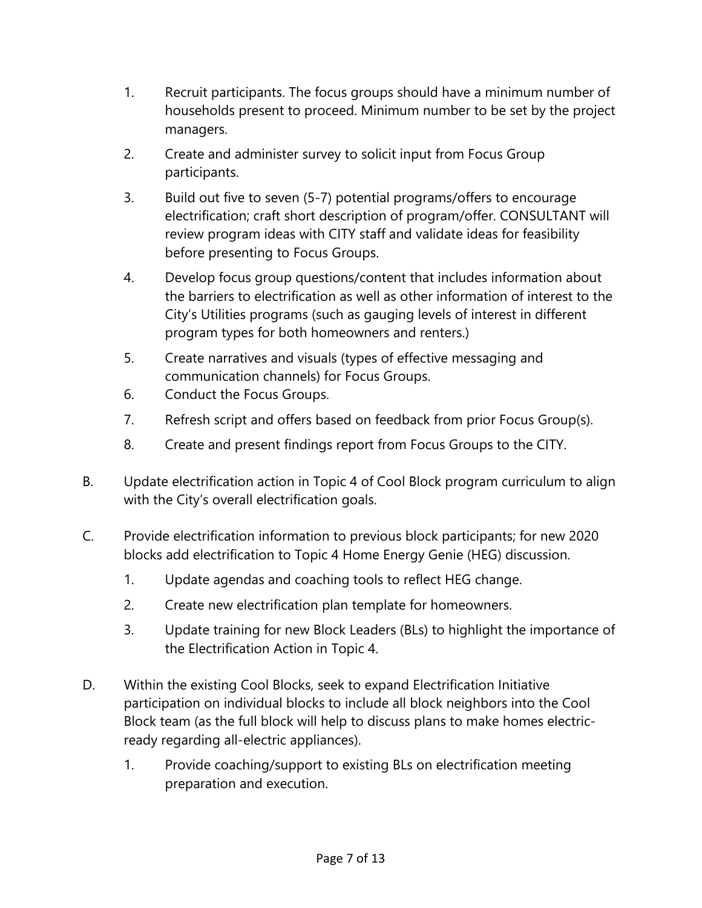1. Recruit participants. The focus groups should have a minimum number of households present to proceed. Minimum number to be set by the project managers.
2. Create and administer survey to solicit input from Focus Group participants.
3. Build out five to seven (5-7) potential programs/offers to encourage electrification; craft short description of program/offer. CONSULTANT will review program ideas with CITY staff and validate ideas for feasibility before presenting to Focus Groups.
4. Develop focus group questions/content that includes information about the barriers to electrification as well as other information of interest to the City's Utilities programs (such as gauging levels of interest in different program types for both homeowners and renters.)
5. Create narratives and visuals (types of effective messaging and communication channels) for Focus Groups.
6. Conduct the Focus Groups.
7. Refresh script and offers based on feedback from prior Focus Group(s).
8. Create and present findings report from Focus Groups to the CITY.

B. Update electrification action in Topic 4 of Cool Block program curriculum to align with the City's overall electrification goals.

C. Provide electrification information to previous block participants; for new 2020 blocks add electrification to Topic 4 Home Energy Genie (HEG) discussion.

1. Update agendas and coaching tools to reflect HEG change.
2. Create new electrification plan template for homeowners.
3. Update training for new Block Leaders (BLs) to highlight the importance of the Electrification Action in Topic 4.

D. Within the existing Cool Blocks, seek to expand Electrification Initiative participation on individual blocks to include all block neighbors into the Cool Block team (as the full block will help to discuss plans to make homes electric-ready regarding all-electric appliances).

1. Provide coaching/support to existing BLs on electrification meeting preparation and execution.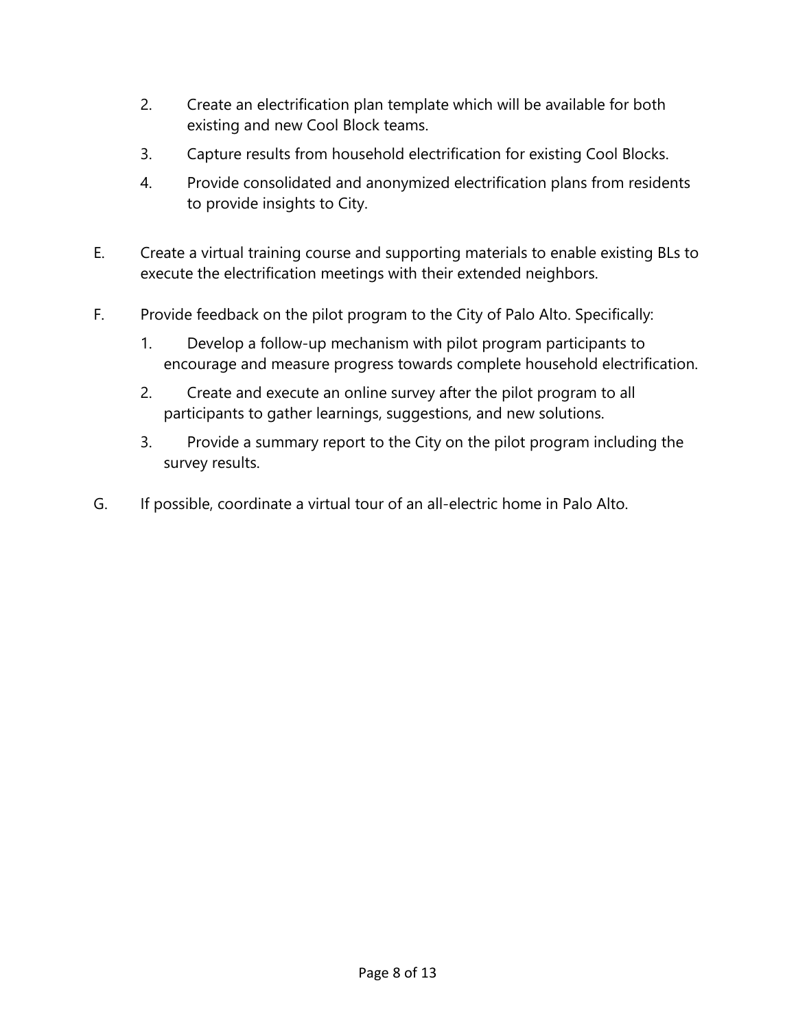2. Create an electrification plan template which will be available for both existing and new Cool Block teams.
3. Capture results from household electrification for existing Cool Blocks.
4. Provide consolidated and anonymized electrification plans from residents to provide insights to City.

E. Create a virtual training course and supporting materials to enable existing BLs to execute the electrification meetings with their extended neighbors.

F. Provide feedback on the pilot program to the City of Palo Alto. Specifically:

1. Develop a follow-up mechanism with pilot program participants to encourage and measure progress towards complete household electrification.
2. Create and execute an online survey after the pilot program to all participants to gather learnings, suggestions, and new solutions.
3. Provide a summary report to the City on the pilot program including the survey results.

G. If possible, coordinate a virtual tour of an all-electric home in Palo Alto.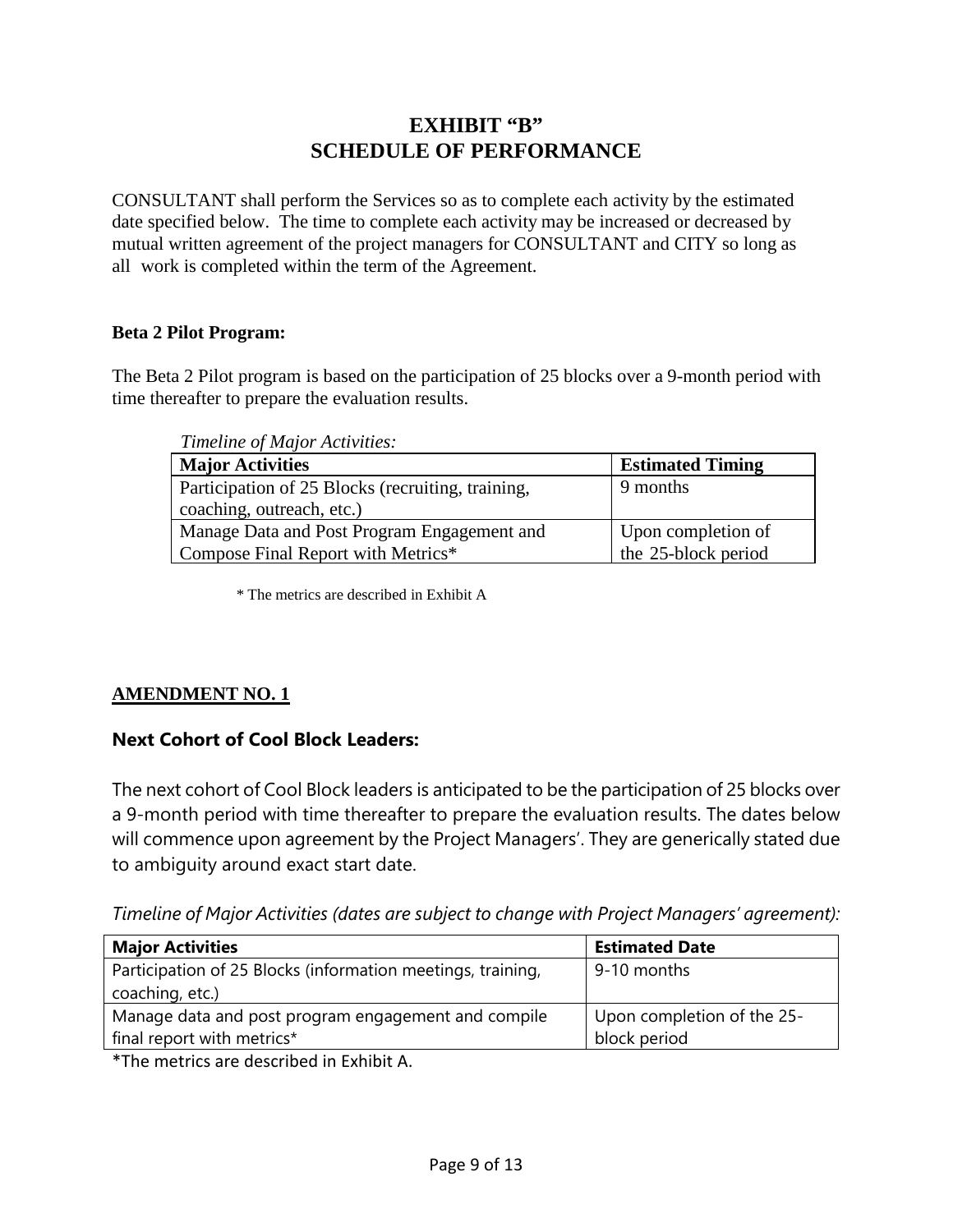# EXHIBIT “B”
# SCHEDULE OF PERFORMANCE

CONSULTANT shall perform the Services so as to complete each activity by the estimated date specified below. The time to complete each activity may be increased or decreased by mutual written agreement of the project managers for CONSULTANT and CITY so long as all work is completed within the term of the Agreement.

**Beta 2 Pilot Program:**

The Beta 2 Pilot program is based on the participation of 25 blocks over a 9-month period with time thereafter to prepare the evaluation results.

*Timeline of Major Activities:*

| Major Activities | Estimated Timing |
| --- | --- |
| Participation of 25 Blocks (recruiting, training, coaching, outreach, etc.) | 9 months |
| Manage Data and Post Program Engagement and Compose Final Report with Metrics* | Upon completion of the 25-block period |

\* The metrics are described in Exhibit A

**AMENDMENT NO. 1**

### Next Cohort of Cool Block Leaders:

The next cohort of Cool Block leaders is anticipated to be the participation of 25 blocks over a 9-month period with time thereafter to prepare the evaluation results. The dates below will commence upon agreement by the Project Managers’. They are generically stated due to ambiguity around exact start date.

*Timeline of Major Activities (dates are subject to change with Project Managers’ agreement):*

| Major Activities | Estimated Date |
| --- | --- |
| Participation of 25 Blocks (information meetings, training, coaching, etc.) | 9-10 months |
| Manage data and post program engagement and compile final report with metrics* | Upon completion of the 25-block period |

*The metrics are described in Exhibit A.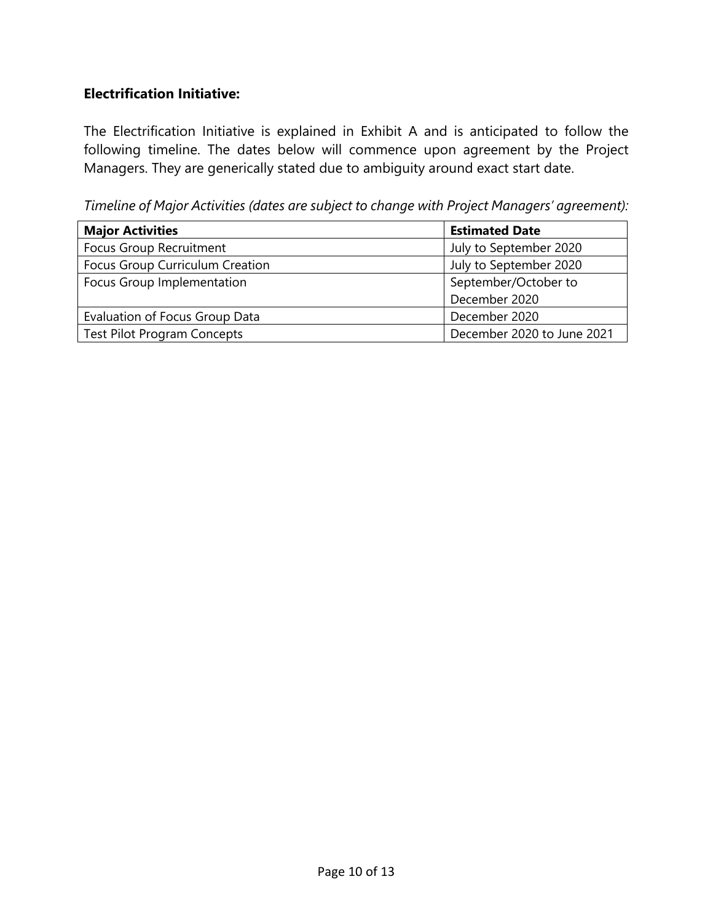**Electrification Initiative:**

The Electrification Initiative is explained in Exhibit A and is anticipated to follow the following timeline. The dates below will commence upon agreement by the Project Managers. They are generically stated due to ambiguity around exact start date.

*Timeline of Major Activities (dates are subject to change with Project Managers' agreement):*

| **Major Activities** | **Estimated Date** |
|---|---|
| Focus Group Recruitment | July to September 2020 |
| Focus Group Curriculum Creation | July to September 2020 |
| Focus Group Implementation | September/October to December 2020 |
| Evaluation of Focus Group Data | December 2020 |
| Test Pilot Program Concepts | December 2020 to June 2021 |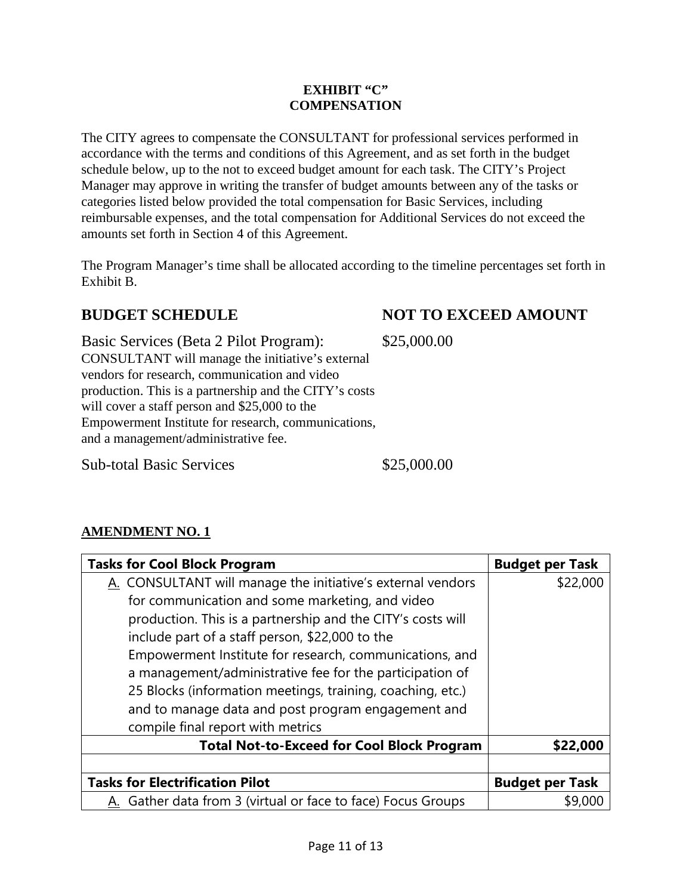**EXHIBIT "C"**
**COMPENSATION**

The CITY agrees to compensate the CONSULTANT for professional services performed in accordance with the terms and conditions of this Agreement, and as set forth in the budget schedule below, up to the not to exceed budget amount for each task. The CITY's Project Manager may approve in writing the transfer of budget amounts between any of the tasks or categories listed below provided the total compensation for Basic Services, including reimbursable expenses, and the total compensation for Additional Services do not exceed the amounts set forth in Section 4 of this Agreement.

The Program Manager's time shall be allocated according to the timeline percentages set forth in Exhibit B.

| BUDGET SCHEDULE | NOT TO EXCEED AMOUNT |
|---|---|
| Basic Services (Beta 2 Pilot Program): CONSULTANT will manage the initiative's external vendors for research, communication and video production. This is a partnership and the CITY's costs will cover a staff person and $25,000 to the Empowerment Institute for research, communications, and a management/administrative fee. | $25,000.00 |
| Sub-total Basic Services | $25,000.00 |

**AMENDMENT NO. 1**

| Tasks for Cool Block Program | Budget per Task |
|---|---|
| A. CONSULTANT will manage the initiative's external vendors for communication and some marketing, and video production. This is a partnership and the CITY's costs will include part of a staff person, $22,000 to the Empowerment Institute for research, communications, and a management/administrative fee for the participation of 25 Blocks (information meetings, training, coaching, etc.) and to manage data and post program engagement and compile final report with metrics | $22,000 |
| **Total Not-to-Exceed for Cool Block Program** | **$22,000** |
| | |
| **Tasks for Electrification Pilot** | **Budget per Task** |
| A. Gather data from 3 (virtual or face to face) Focus Groups | $9,000 |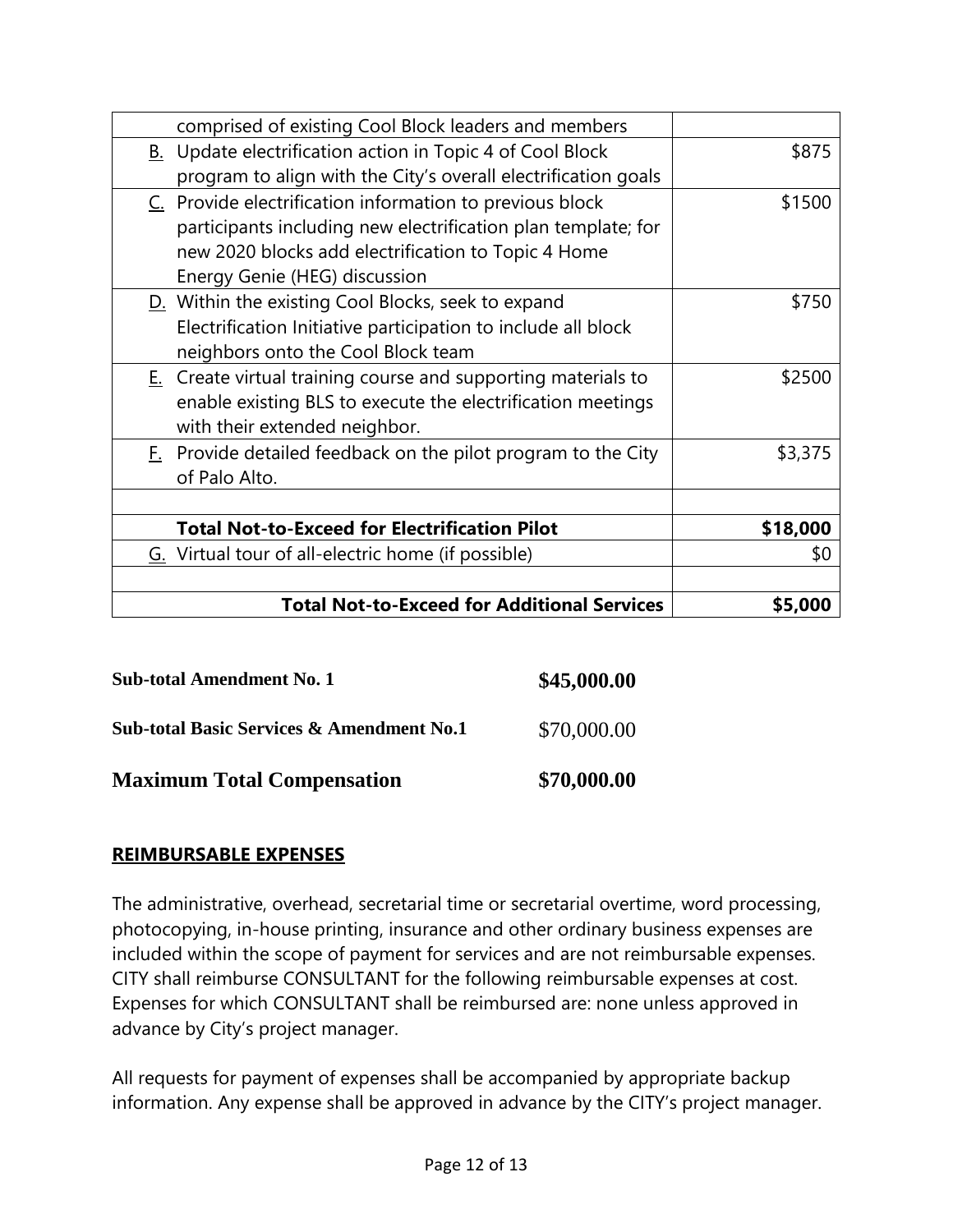| | |
|---|---|
| comprised of existing Cool Block leaders and members | |
| B. Update electrification action in Topic 4 of Cool Block program to align with the City's overall electrification goals | $875 |
| C. Provide electrification information to previous block participants including new electrification plan template; for new 2020 blocks add electrification to Topic 4 Home Energy Genie (HEG) discussion | $1500 |
| D. Within the existing Cool Blocks, seek to expand Electrification Initiative participation to include all block neighbors onto the Cool Block team | $750 |
| E. Create virtual training course and supporting materials to enable existing BLS to execute the electrification meetings with their extended neighbor. | $2500 |
| F. Provide detailed feedback on the pilot program to the City of Palo Alto. | $3,375 |
| | |
| **Total Not-to-Exceed for Electrification Pilot** | **$18,000** |
| G. Virtual tour of all-electric home (if possible) | $0 |
| | |
| **Total Not-to-Exceed for Additional Services** | **$5,000** |

| | |
|---|---|
| **Sub-total Amendment No. 1** | **$45,000.00** |
| **Sub-total Basic Services & Amendment No.1** | $70,000.00 |
| **Maximum Total Compensation** | **$70,000.00** |

## REIMBURSABLE EXPENSES

The administrative, overhead, secretarial time or secretarial overtime, word processing, photocopying, in-house printing, insurance and other ordinary business expenses are included within the scope of payment for services and are not reimbursable expenses. CITY shall reimburse CONSULTANT for the following reimbursable expenses at cost. Expenses for which CONSULTANT shall be reimbursed are: none unless approved in advance by City's project manager.

All requests for payment of expenses shall be accompanied by appropriate backup information. Any expense shall be approved in advance by the CITY's project manager.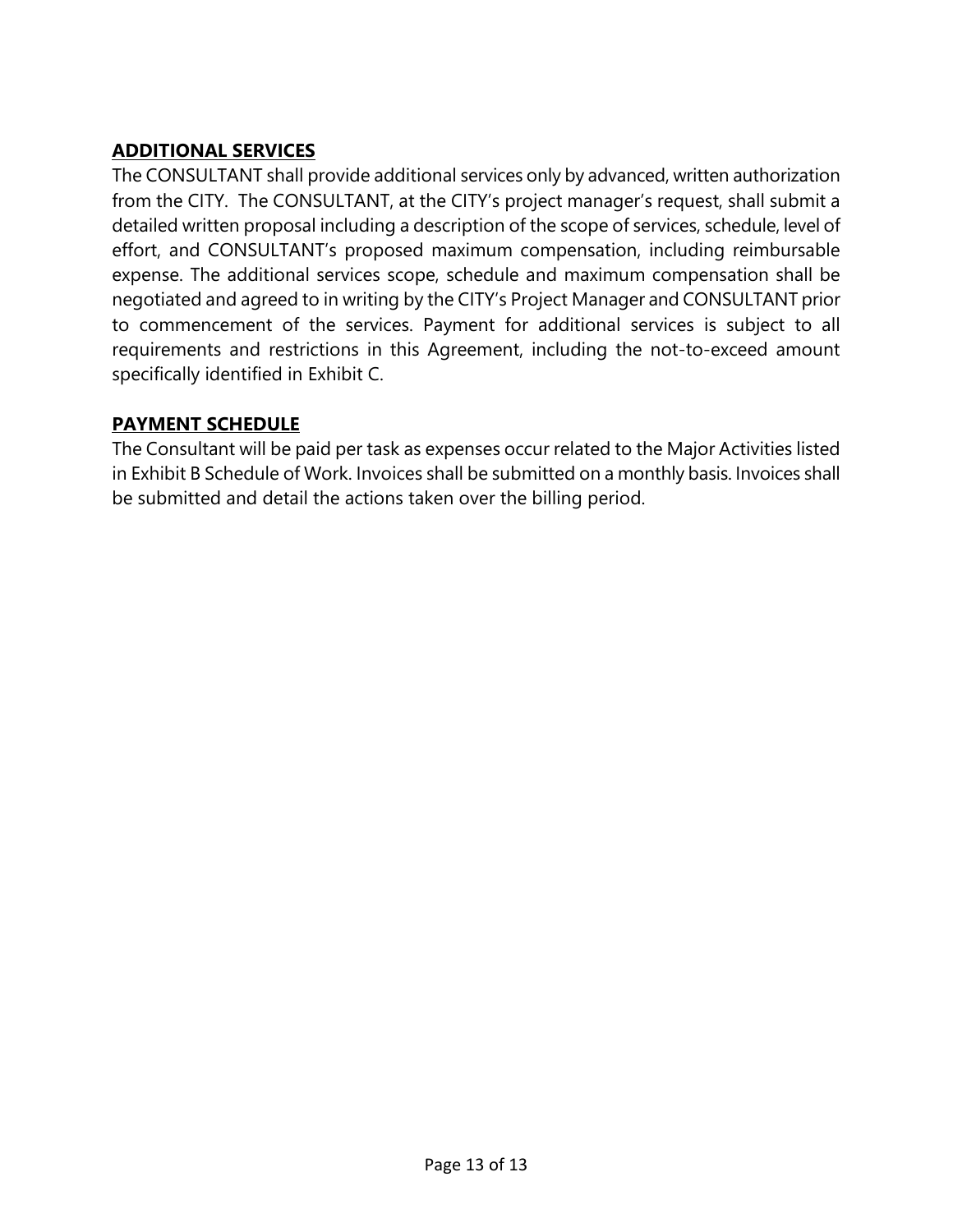## ADDITIONAL SERVICES

The CONSULTANT shall provide additional services only by advanced, written authorization from the CITY. The CONSULTANT, at the CITY's project manager's request, shall submit a detailed written proposal including a description of the scope of services, schedule, level of effort, and CONSULTANT's proposed maximum compensation, including reimbursable expense. The additional services scope, schedule and maximum compensation shall be negotiated and agreed to in writing by the CITY's Project Manager and CONSULTANT prior to commencement of the services. Payment for additional services is subject to all requirements and restrictions in this Agreement, including the not-to-exceed amount specifically identified in Exhibit C.

## PAYMENT SCHEDULE

The Consultant will be paid per task as expenses occur related to the Major Activities listed in Exhibit B Schedule of Work. Invoices shall be submitted on a monthly basis. Invoices shall be submitted and detail the actions taken over the billing period.